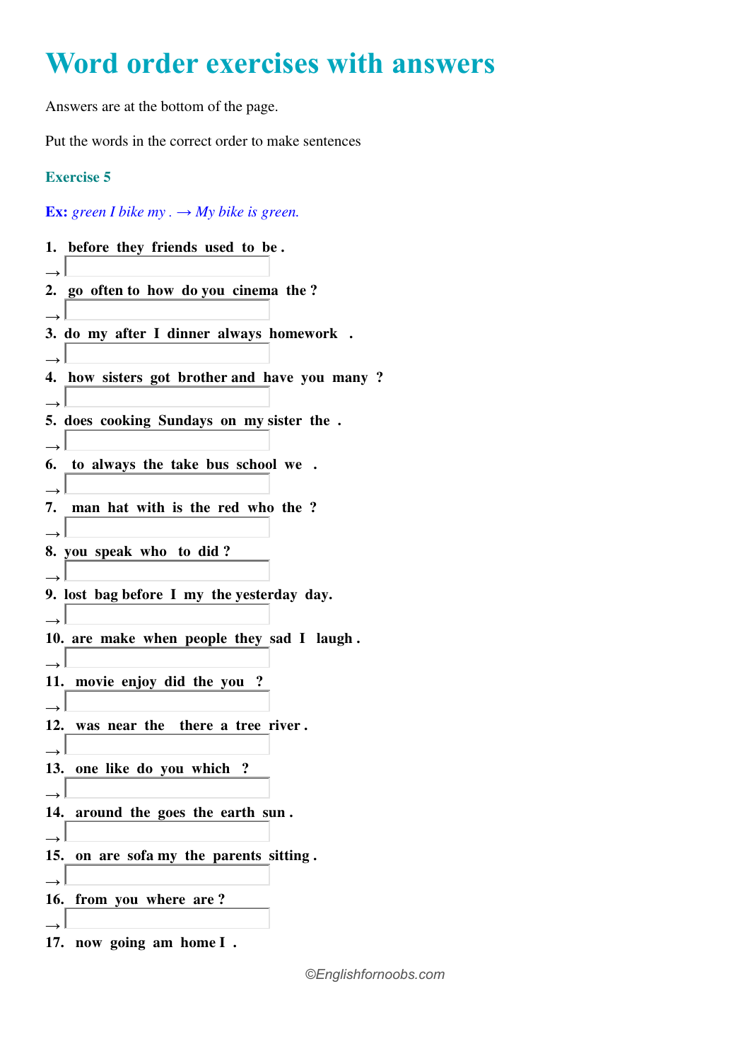# Word order exercises with answers

Answers are at the bottom of the page.

Put the words in the correct order to make sentences

### Exercise 5

**Ex:** *green I bike my . → My bike is green.*

1. **before they friends used to be .**
→
2. **go often to how do you cinema the ?**
→
3. **do my after I dinner always homework .**
→
4. **how sisters got brother and have you many ?**
→
5. **does cooking Sundays on my sister the .**
→
6. **to always the take bus school we .**
→
7. **man hat with is the red who the ?**
→
8. **you speak who to did ?**
→
9. **lost bag before I my the yesterday day.**
→
10. **are make when people they sad I laugh .**
→
11. **movie enjoy did the you ?**
→
12. **was near the there a tree river .**
→
13. **one like do you which ?**
→
14. **around the goes the earth sun .**
→
15. **on are sofa my the parents sitting .**
→
16. **from you where are ?**
→
17. **now going am home I .**

©Englishfornoobs.com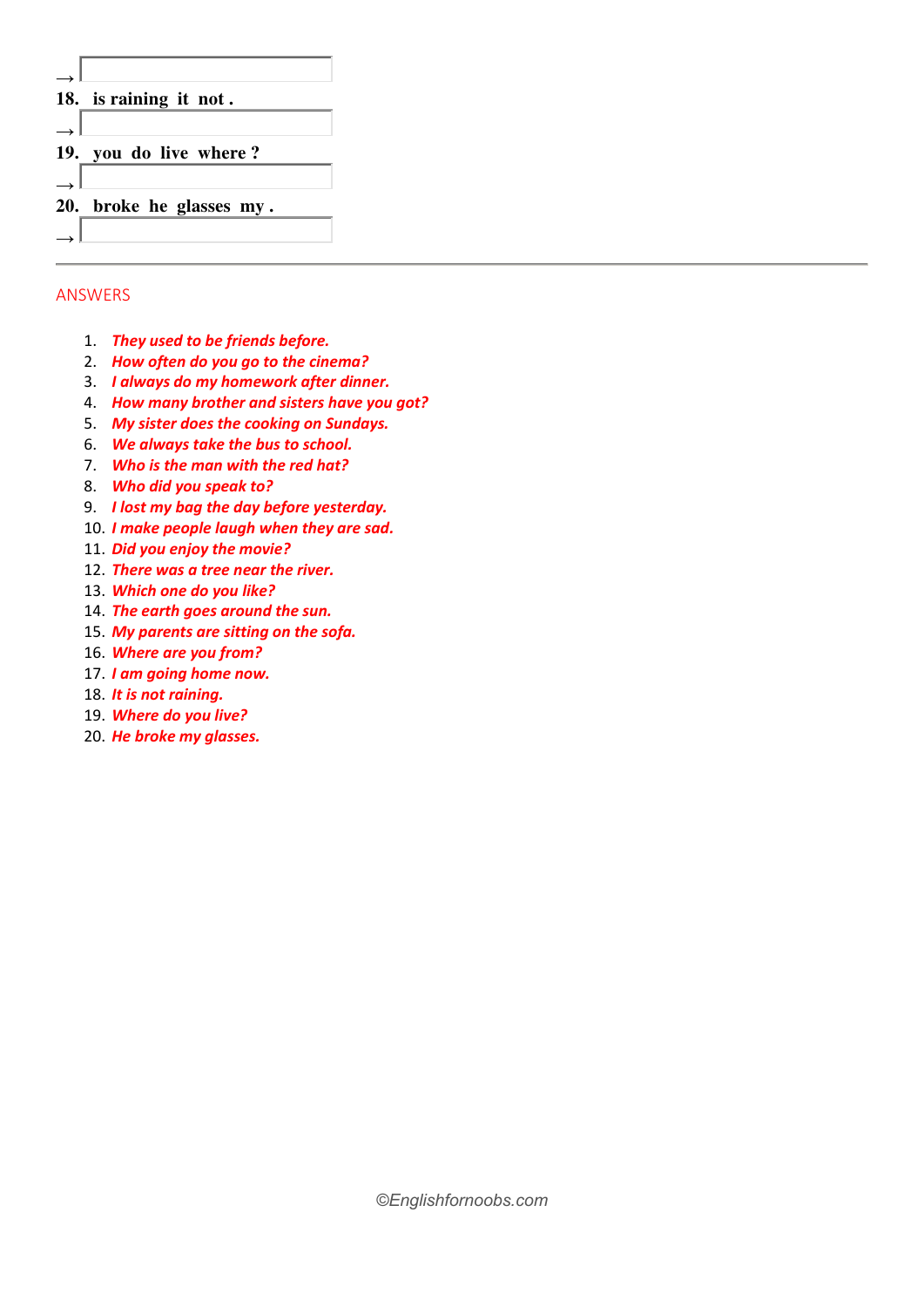→

18. is raining it not .

→

19. you do live where ?

→

20. broke he glasses my .

→

---

ANSWERS

1. *They used to be friends before.*
2. *How often do you go to the cinema?*
3. *I always do my homework after dinner.*
4. *How many brother and sisters have you got?*
5. *My sister does the cooking on Sundays.*
6. *We always take the bus to school.*
7. *Who is the man with the red hat?*
8. *Who did you speak to?*
9. *I lost my bag the day before yesterday.*
10. *I make people laugh when they are sad.*
11. *Did you enjoy the movie?*
12. *There was a tree near the river.*
13. *Which one do you like?*
14. *The earth goes around the sun.*
15. *My parents are sitting on the sofa.*
16. *Where are you from?*
17. *I am going home now.*
18. *It is not raining.*
19. *Where do you live?*
20. *He broke my glasses.*

©Englishfornoobs.com